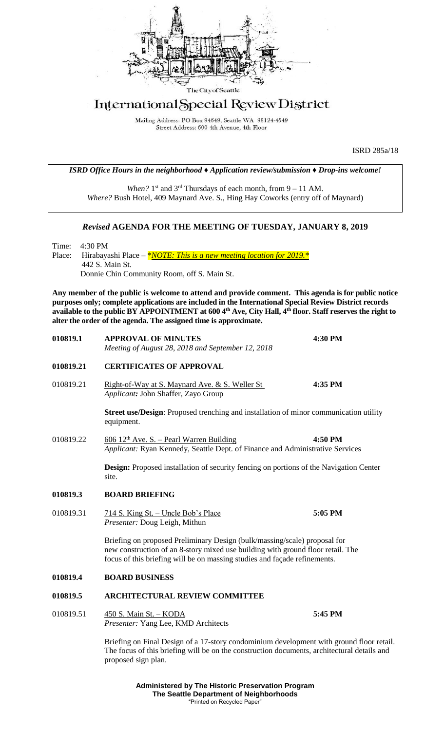The City of Seattle

# International Special Review District

Mailing Address: PO Box 94649, Seattle WA 98124-4649
Street Address: 600 4th Avenue, 4th Floor

ISRD 285a/18

*ISRD Office Hours in the neighborhood ♦ Application review/submission ♦ Drop-ins welcome!*

*When?* 1st and 3rd Thursdays of each month, from 9 – 11 AM.
*Where?* Bush Hotel, 409 Maynard Ave. S., Hing Hay Coworks (entry off of Maynard)

## *Revised* AGENDA FOR THE MEETING OF TUESDAY, JANUARY 8, 2019

Time: 4:30 PM
Place: Hirabayashi Place – *\*NOTE: This is a new meeting location for 2019.\**
442 S. Main St.
Donnie Chin Community Room, off S. Main St.

**Any member of the public is welcome to attend and provide comment. This agenda is for public notice purposes only; complete applications are included in the International Special Review District records available to the public BY APPOINTMENT at 600 4th Ave, City Hall, 4th floor. Staff reserves the right to alter the order of the agenda. The assigned time is approximate.**

**010819.1 APPROVAL OF MINUTES** — **4:30 PM**
*Meeting of August 28, 2018 and September 12, 2018*

**010819.21 CERTIFICATES OF APPROVAL**

010819.21 Right-of-Way at S. Maynard Ave. & S. Weller St — **4:35 PM**
*Applicant:* John Shaffer, Zayo Group

**Street use/Design**: Proposed trenching and installation of minor communication utility equipment.

010819.22 606 12th Ave. S. – Pearl Warren Building — **4:50 PM**
*Applicant:* Ryan Kennedy, Seattle Dept. of Finance and Administrative Services

**Design:** Proposed installation of security fencing on portions of the Navigation Center site.

**010819.3 BOARD BRIEFING**

010819.31 714 S. King St. – Uncle Bob's Place — **5:05 PM**
*Presenter:* Doug Leigh, Mithun

Briefing on proposed Preliminary Design (bulk/massing/scale) proposal for new construction of an 8-story mixed use building with ground floor retail. The focus of this briefing will be on massing studies and façade refinements.

**010819.4 BOARD BUSINESS**

**010819.5 ARCHITECTURAL REVIEW COMMITTEE**

010819.51 450 S. Main St. – KODA — **5:45 PM**
*Presenter:* Yang Lee, KMD Architects

Briefing on Final Design of a 17-story condominium development with ground floor retail. The focus of this briefing will be on the construction documents, architectural details and proposed sign plan.

**Administered by The Historic Preservation Program**
**The Seattle Department of Neighborhoods**
"Printed on Recycled Paper"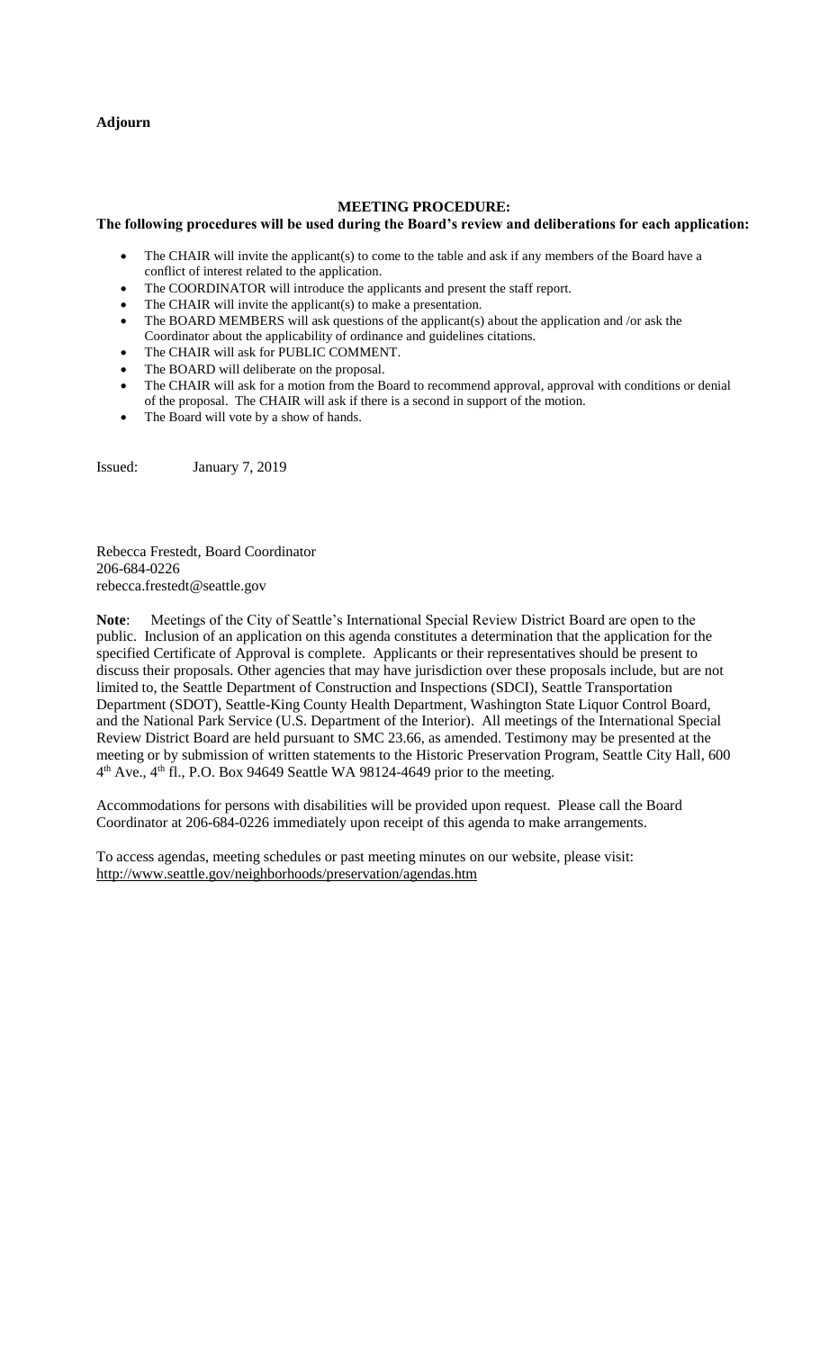**Adjourn**

**MEETING PROCEDURE:**

**The following procedures will be used during the Board's review and deliberations for each application:**

- The CHAIR will invite the applicant(s) to come to the table and ask if any members of the Board have a conflict of interest related to the application.
- The COORDINATOR will introduce the applicants and present the staff report.
- The CHAIR will invite the applicant(s) to make a presentation.
- The BOARD MEMBERS will ask questions of the applicant(s) about the application and /or ask the Coordinator about the applicability of ordinance and guidelines citations.
- The CHAIR will ask for PUBLIC COMMENT.
- The BOARD will deliberate on the proposal.
- The CHAIR will ask for a motion from the Board to recommend approval, approval with conditions or denial of the proposal. The CHAIR will ask if there is a second in support of the motion.
- The Board will vote by a show of hands.

Issued: January 7, 2019

Rebecca Frestedt, Board Coordinator
206-684-0226
rebecca.frestedt@seattle.gov

**Note**: Meetings of the City of Seattle's International Special Review District Board are open to the public. Inclusion of an application on this agenda constitutes a determination that the application for the specified Certificate of Approval is complete. Applicants or their representatives should be present to discuss their proposals. Other agencies that may have jurisdiction over these proposals include, but are not limited to, the Seattle Department of Construction and Inspections (SDCI), Seattle Transportation Department (SDOT), Seattle-King County Health Department, Washington State Liquor Control Board, and the National Park Service (U.S. Department of the Interior). All meetings of the International Special Review District Board are held pursuant to SMC 23.66, as amended. Testimony may be presented at the meeting or by submission of written statements to the Historic Preservation Program, Seattle City Hall, 600 4th Ave., 4th fl., P.O. Box 94649 Seattle WA 98124-4649 prior to the meeting.

Accommodations for persons with disabilities will be provided upon request. Please call the Board Coordinator at 206-684-0226 immediately upon receipt of this agenda to make arrangements.

To access agendas, meeting schedules or past meeting minutes on our website, please visit:
http://www.seattle.gov/neighborhoods/preservation/agendas.htm